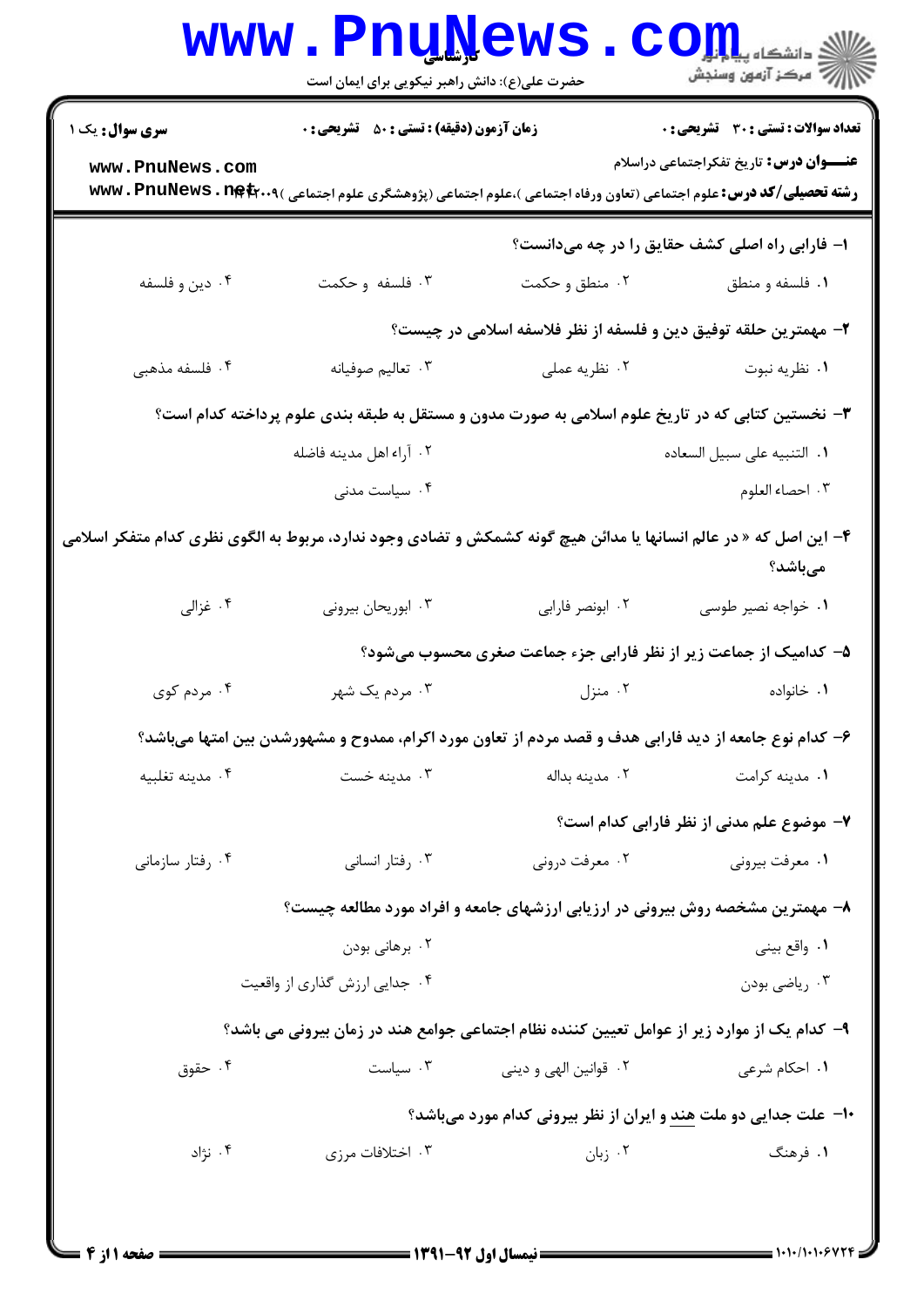**سری سوال:** یک ۱

**زمان آزمون (دقیقه) : تستی : ۵۰ تشریحی : ۰**

**تعداد سوالات : تستی : ۳۰ تشریحی : ۰**

**عنـــوان درس:** تاریخ تفکراجتماعی دراسلام

**رشته تحصیلی/کد درس:** علوم اجتماعی (تعاون ورفاه اجتماعی )،علوم اجتماعی (پژوهشگری علوم اجتماعی )۱۲۲۲۰۰۹

۱- فارابی راه اصلی کشف حقایق را در چه میدانست؟

۱. فلسفه و منطق ۲. منطق و حکمت ۳. فلسفه و حکمت ۴. دین و فلسفه

۲- مهمترین حلقه توفیق دین و فلسفه از نظر فلاسفه اسلامی در چیست؟

۱. نظریه نبوت ۲. نظریه عملی ۳. تعالیم صوفیانه ۴. فلسفه مذهبی

۳- نخستین کتابی که در تاریخ علوم اسلامی به صورت مدون و مستقل به طبقه بندی علوم پرداخته کدام است؟

۱. التنبیه علی سبیل السعاده ۲. آراء اهل مدینه فاضله
۳. احصاء العلوم ۴. سیاست مدنی

۴- این اصل که « در عالم انسانها یا مدائن هیچ گونه کشمکش و تضادی وجود ندارد، مربوط به الگوی نظری کدام متفکر اسلامی میباشد؟

۱. خواجه نصیر طوسی ۲. ابونصر فارابی ۳. ابوریحان بیرونی ۴. غزالی

۵- کدامیک از جماعت زیر از نظر فارابی جزء جماعت صغری محسوب میشود؟

۱. خانواده ۲. منزل ۳. مردم یک شهر ۴. مردم کوی

۶- کدام نوع جامعه از دید فارابی هدف و قصد مردم از تعاون مورد اکرام، ممدوح و مشهورشدن بین امتها میباشد؟

۱. مدینه کرامت ۲. مدینه بداله ۳. مدینه خست ۴. مدینه تغلبیه

۷- موضوع علم مدنی از نظر فارابی کدام است؟

۱. معرفت بیرونی ۲. معرفت درونی ۳. رفتار انسانی ۴. رفتار سازمانی

۸- مهمترین مشخصه روش بیرونی در ارزیابی ارزشهای جامعه و افراد مورد مطالعه چیست؟

۱. واقع بینی ۲. برهانی بودن
۳. ریاضی بودن ۴. جدایی ارزش گذاری از واقعیت

۹- کدام یک از موارد زیر از عوامل تعیین کننده نظام اجتماعی جوامع هند در زمان بیرونی می باشد؟

۱. احکام شرعی ۲. قوانین الهی و دینی ۳. سیاست ۴. حقوق

۱۰- علت جدایی دو ملت هند و ایران از نظر بیرونی کدام مورد میباشد؟

۱. فرهنگ ۲. زبان ۳. اختلافات مرزی ۴. نژاد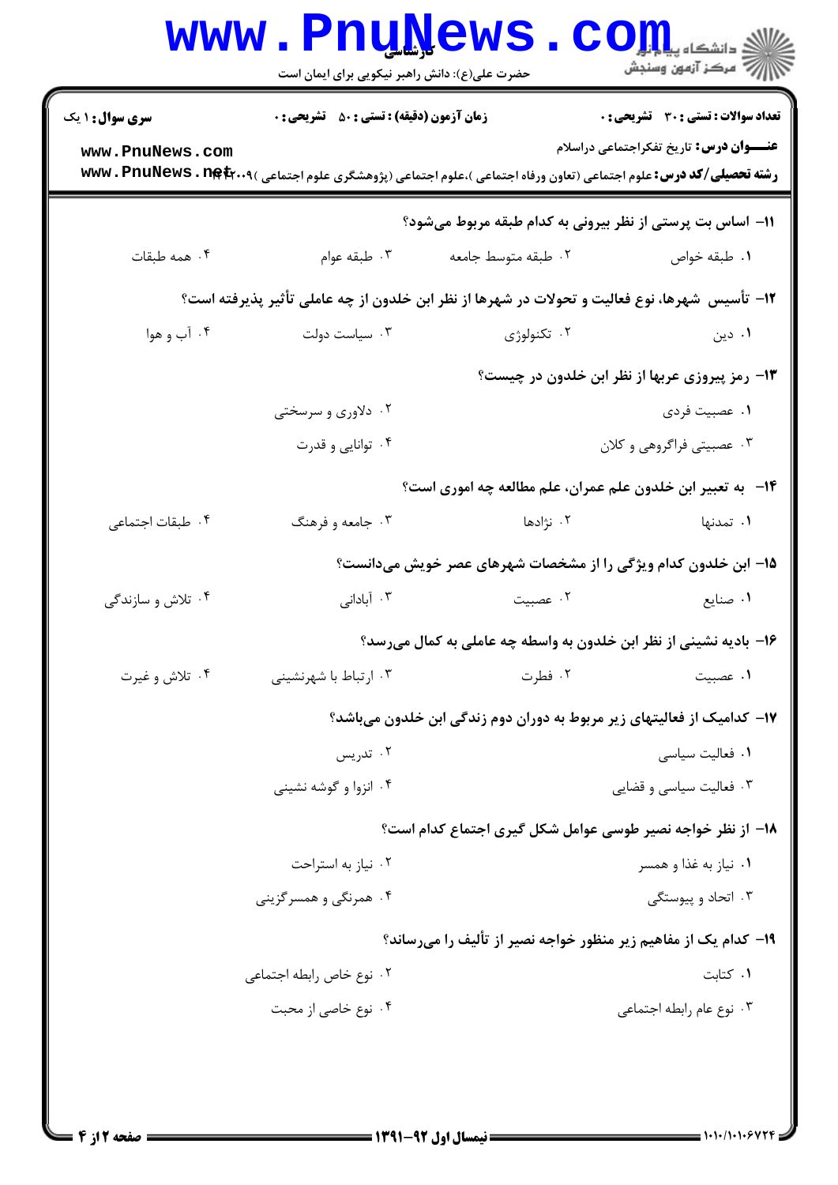**سری سوال:** ۱ یک | **زمان آزمون (دقیقه) : تستی :** ۵۰ **تشریحی :** ۰ | **تعداد سوالات : تستی :** ۳۰ **تشریحی :** ۰

**عنـــوان درس:** تاریخ تفکراجتماعی دراسلام

**رشته تحصیلی/کد درس:** علوم اجتماعی (تعاون ورفاه اجتماعی )،علوم اجتماعی (پژوهشگری علوم اجتماعی )۱۲۲۲۰۰۹

۱۱- اساس بت پرستی از نظر بیرونی به کدام طبقه مربوط می‌شود؟

۱. طبقه خواص
۲. طبقه متوسط جامعه
۳. طبقه عوام
۴. همه طبقات

۱۲- تأسیس شهرها، نوع فعالیت و تحولات در شهرها از نظر ابن خلدون از چه عاملی تأثیر پذیرفته است؟

۱. دین
۲. تکنولوژی
۳. سیاست دولت
۴. آب و هوا

۱۳- رمز پیروزی عربها از نظر ابن خلدون در چیست؟

۱. عصبیت فردی
۲. دلاوری و سرسختی
۳. عصبیتی فراگروهی و کلان
۴. توانایی و قدرت

۱۴- به تعبیر ابن خلدون علم عمران، علم مطالعه چه اموری است؟

۱. تمدنها
۲. نژادها
۳. جامعه و فرهنگ
۴. طبقات اجتماعی

۱۵- ابن خلدون کدام ویژگی را از مشخصات شهرهای عصر خویش می‌دانست؟

۱. صنایع
۲. عصبیت
۳. آبادانی
۴. تلاش و سازندگی

۱۶- بادیه نشینی از نظر ابن خلدون به واسطه چه عاملی به کمال می‌رسد؟

۱. عصبیت
۲. فطرت
۳. ارتباط با شهرنشینی
۴. تلاش و غیرت

۱۷- کدامیک از فعالیتهای زیر مربوط به دوران دوم زندگی ابن خلدون می‌باشد؟

۱. فعالیت سیاسی
۲. تدریس
۳. فعالیت سیاسی و قضایی
۴. انزوا و گوشه نشینی

۱۸- از نظر خواجه نصیر طوسی عوامل شکل گیری اجتماع کدام است؟

۱. نیاز به غذا و همسر
۲. نیاز به استراحت
۳. اتحاد و پیوستگی
۴. همرنگی و همسرگزینی

۱۹- کدام یک از مفاهیم زیر منظور خواجه نصیر از تألیف را می‌رساند؟

۱. کتابت
۲. نوع خاص رابطه اجتماعی
۳. نوع عام رابطه اجتماعی
۴. نوع خاصی از محبت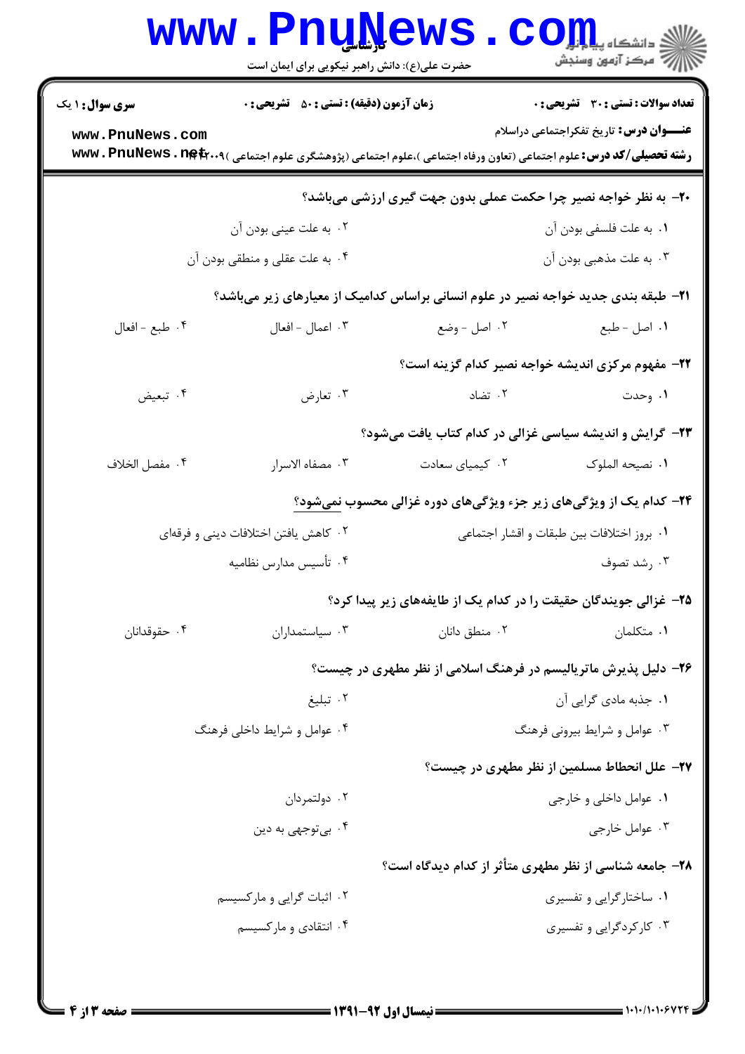**سری سوال:** ۱ یک | **زمان آزمون (دقیقه) : تستی :** ۵۰ **تشریحی :** ۰ | **تعداد سوالات : تستی :** ۳۰ **تشریحی :** ۰

**عنـــوان درس:** تاریخ تفکراجتماعی دراسلام

**رشته تحصیلی/کد درس:** علوم اجتماعی (تعاون ورفاه اجتماعی )،علوم اجتماعی (پژوهشگری علوم اجتماعی )۱۲۲۲۰۰۹

**۲۰- به نظر خواجه نصیر چرا حکمت عملی بدون جهت گیری ارزشی می‌باشد؟**

۱. به علت فلسفی بودن آن

۲. به علت عینی بودن آن

۳. به علت مذهبی بودن آن

۴. به علت عقلی و منطقی بودن آن

**۲۱- طبقه بندی جدید خواجه نصیر در علوم انسانی براساس کدامیک از معیارهای زیر می‌باشد؟**

۱. اصل - طبع

۲. اصل - وضع

۳. اعمال - افعال

۴. طبع - افعال

**۲۲- مفهوم مرکزی اندیشه خواجه نصیر کدام گزینه است؟**

۱. وحدت

۲. تضاد

۳. تعارض

۴. تبعیض

**۲۳- گرایش و اندیشه سیاسی غزالی در کدام کتاب یافت می‌شود؟**

۱. نصیحه الملوک

۲. کیمیای سعادت

۳. مصفاه الاسرار

۴. مفصل الخلاف

**۲۴- کدام یک از ویژگی‌های زیر جزء ویژگی‌های دوره غزالی محسوب نمی‌شود؟**

۱. بروز اختلافات بین طبقات و اقشار اجتماعی

۲. کاهش یافتن اختلافات دینی و فرقه‌ای

۳. رشد تصوف

۴. تأسیس مدارس نظامیه

**۲۵- غزالی جویندگان حقیقت را در کدام یک از طایفه‌های زیر پیدا کرد؟**

۱. متکلمان

۲. منطق دانان

۳. سیاستمداران

۴. حقوقدانان

**۲۶- دلیل پذیرش ماتریالیسم در فرهنگ اسلامی از نظر مطهری در چیست؟**

۱. جذبه مادی گرایی آن

۲. تبلیغ

۳. عوامل و شرایط بیرونی فرهنگ

۴. عوامل و شرایط داخلی فرهنگ

**۲۷- علل انحطاط مسلمین از نظر مطهری در چیست؟**

۱. عوامل داخلی و خارجی

۲. دولتمردان

۳. عوامل خارجی

۴. بی‌توجهی به دین

**۲۸- جامعه شناسی از نظر مطهری متأثر از کدام دیدگاه است؟**

۱. ساختارگرایی و تفسیری

۲. اثبات گرایی و مارکسیسم

۳. کارکردگرایی و تفسیری

۴. انتقادی و مارکسیسم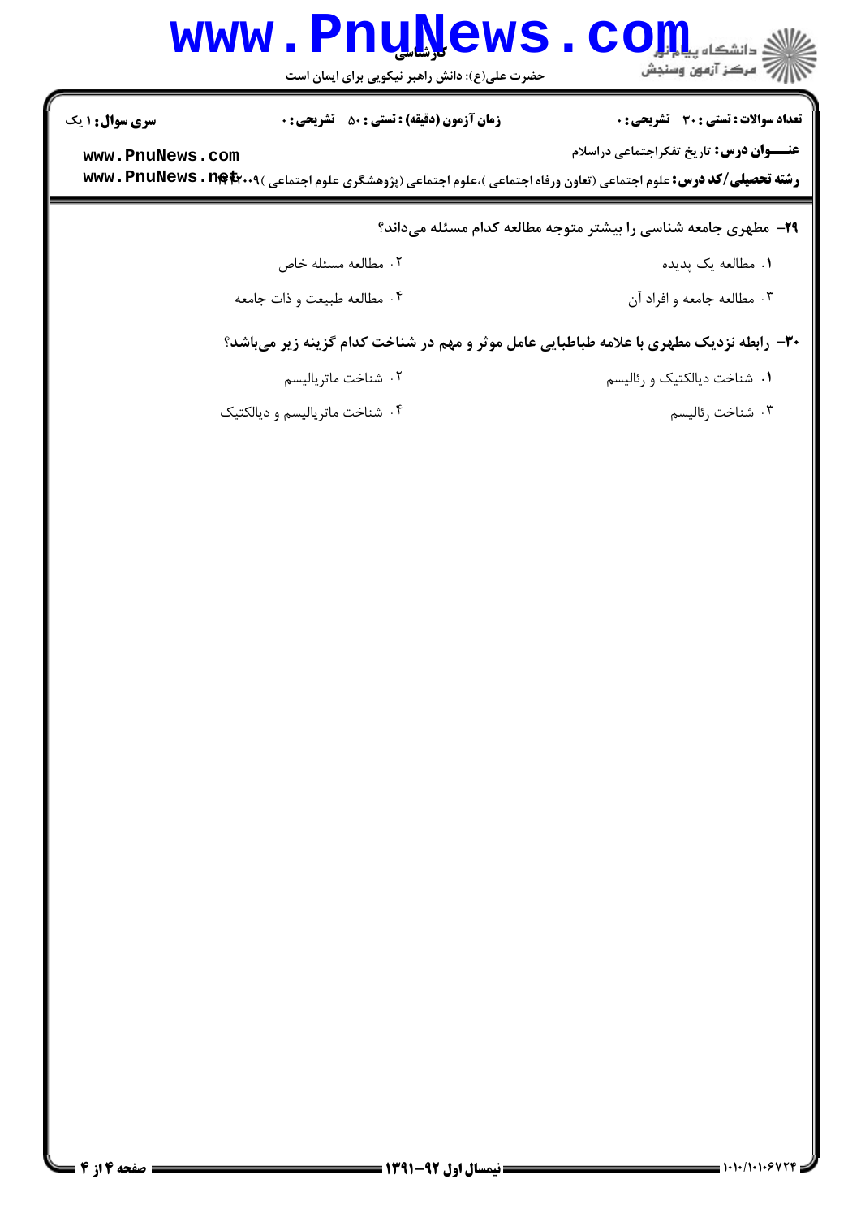**۲۹- مطهری جامعه شناسی را بیشتر متوجه مطالعه کدام مسئله می‌داند؟**

۱. مطالعه یک پدیده

۲. مطالعه مسئله خاص

۳. مطالعه جامعه و افراد آن

۴. مطالعه طبیعت و ذات جامعه

**۳۰- رابطه نزدیک مطهری با علامه طباطبایی عامل موثر و مهم در شناخت کدام گزینه زیر می‌باشد؟**

۱. شناخت دیالکتیک و رئالیسم

۲. شناخت ماتریالیسم

۳. شناخت رئالیسم

۴. شناخت ماتریالیسم و دیالکتیک